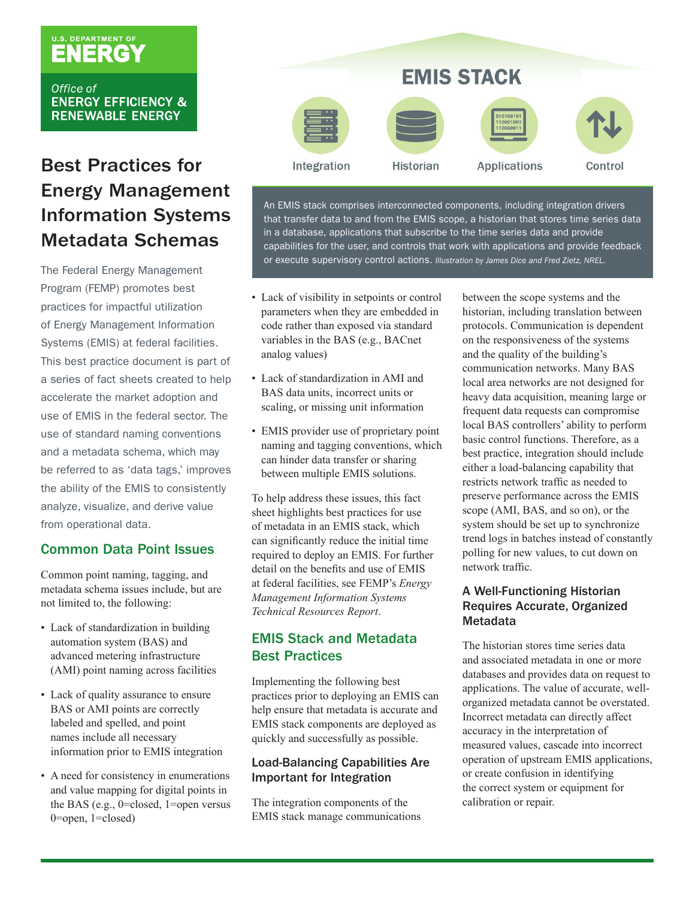U.S. DEPARTMENT OF ENERGY

Office of ENERGY EFFICIENCY & RENEWABLE ENERGY

# Best Practices for Energy Management Information Systems Metadata Schemas

The Federal Energy Management Program (FEMP) promotes best practices for impactful utilization of Energy Management Information Systems (EMIS) at federal facilities. This best practice document is part of a series of fact sheets created to help accelerate the market adoption and use of EMIS in the federal sector. The use of standard naming conventions and a metadata schema, which may be referred to as 'data tags,' improves the ability of the EMIS to consistently analyze, visualize, and derive value from operational data.

EMIS STACK

Integration · Historian · Applications · Control

An EMIS stack comprises interconnected components, including integration drivers that transfer data to and from the EMIS scope, a historian that stores time series data in a database, applications that subscribe to the time series data and provide capabilities for the user, and controls that work with applications and provide feedback or execute supervisory control actions. *Illustration by James Dice and Fred Zietz, NREL.*

## Common Data Point Issues

Common point naming, tagging, and metadata schema issues include, but are not limited to, the following:

- Lack of standardization in building automation system (BAS) and advanced metering infrastructure (AMI) point naming across facilities
- Lack of quality assurance to ensure BAS or AMI points are correctly labeled and spelled, and point names include all necessary information prior to EMIS integration
- A need for consistency in enumerations and value mapping for digital points in the BAS (e.g., 0=closed, 1=open versus 0=open, 1=closed)
- Lack of visibility in setpoints or control parameters when they are embedded in code rather than exposed via standard variables in the BAS (e.g., BACnet analog values)
- Lack of standardization in AMI and BAS data units, incorrect units or scaling, or missing unit information
- EMIS provider use of proprietary point naming and tagging conventions, which can hinder data transfer or sharing between multiple EMIS solutions.

To help address these issues, this fact sheet highlights best practices for use of metadata in an EMIS stack, which can significantly reduce the initial time required to deploy an EMIS. For further detail on the benefits and use of EMIS at federal facilities, see FEMP's *Energy Management Information Systems Technical Resources Report*.

## EMIS Stack and Metadata Best Practices

Implementing the following best practices prior to deploying an EMIS can help ensure that metadata is accurate and EMIS stack components are deployed as quickly and successfully as possible.

### Load-Balancing Capabilities Are Important for Integration

The integration components of the EMIS stack manage communications between the scope systems and the historian, including translation between protocols. Communication is dependent on the responsiveness of the systems and the quality of the building's communication networks. Many BAS local area networks are not designed for heavy data acquisition, meaning large or frequent data requests can compromise local BAS controllers' ability to perform basic control functions. Therefore, as a best practice, integration should include either a load-balancing capability that restricts network traffic as needed to preserve performance across the EMIS scope (AMI, BAS, and so on), or the system should be set up to synchronize trend logs in batches instead of constantly polling for new values, to cut down on network traffic.

### A Well-Functioning Historian Requires Accurate, Organized Metadata

The historian stores time series data and associated metadata in one or more databases and provides data on request to applications. The value of accurate, well-organized metadata cannot be overstated. Incorrect metadata can directly affect accuracy in the interpretation of measured values, cascade into incorrect operation of upstream EMIS applications, or create confusion in identifying the correct system or equipment for calibration or repair.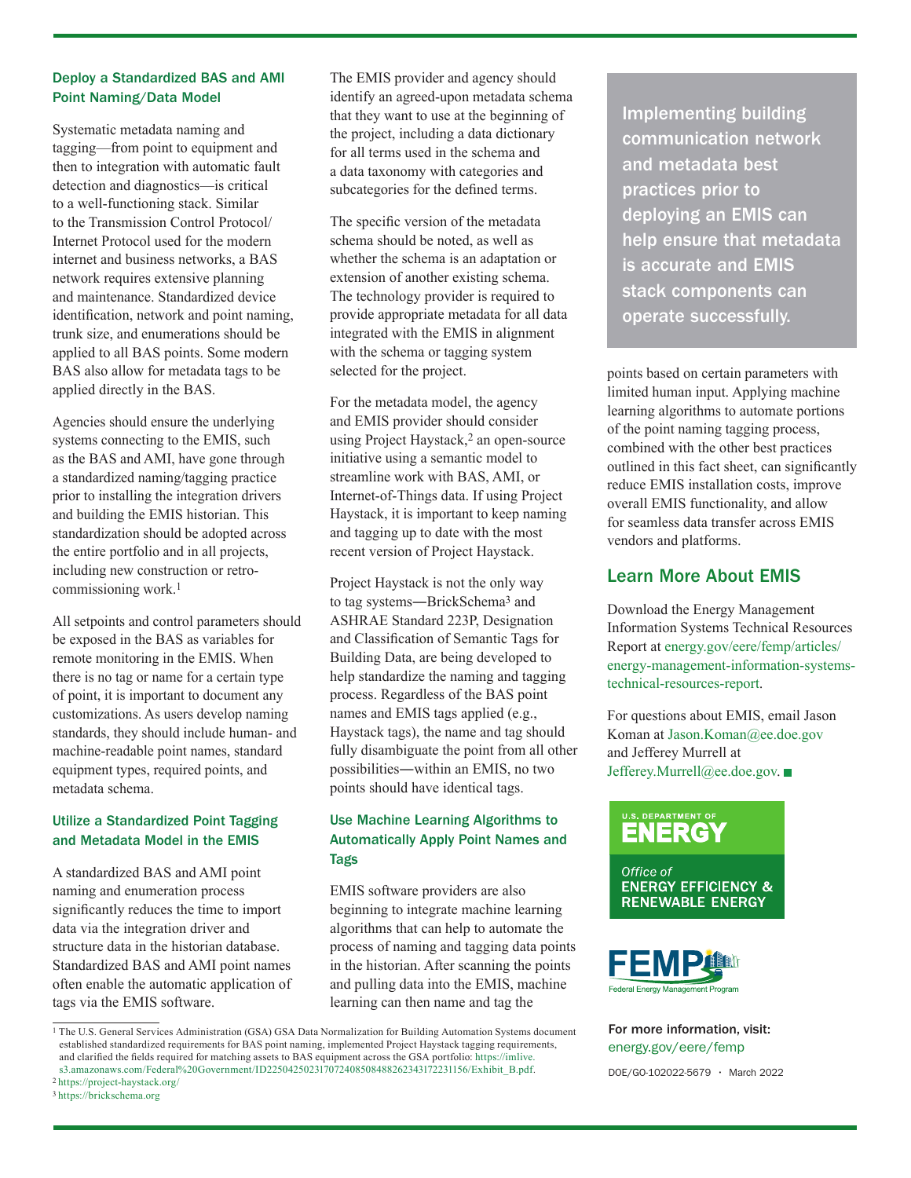### Deploy a Standardized BAS and AMI Point Naming/Data Model

Systematic metadata naming and tagging—from point to equipment and then to integration with automatic fault detection and diagnostics—is critical to a well-functioning stack. Similar to the Transmission Control Protocol/Internet Protocol used for the modern internet and business networks, a BAS network requires extensive planning and maintenance. Standardized device identification, network and point naming, trunk size, and enumerations should be applied to all BAS points. Some modern BAS also allow for metadata tags to be applied directly in the BAS.

Agencies should ensure the underlying systems connecting to the EMIS, such as the BAS and AMI, have gone through a standardized naming/tagging practice prior to installing the integration drivers and building the EMIS historian. This standardization should be adopted across the entire portfolio and in all projects, including new construction or retro-commissioning work.[1]

All setpoints and control parameters should be exposed in the BAS as variables for remote monitoring in the EMIS. When there is no tag or name for a certain type of point, it is important to document any customizations. As users develop naming standards, they should include human- and machine-readable point names, standard equipment types, required points, and metadata schema.

### Utilize a Standardized Point Tagging and Metadata Model in the EMIS

A standardized BAS and AMI point naming and enumeration process significantly reduces the time to import data via the integration driver and structure data in the historian database. Standardized BAS and AMI point names often enable the automatic application of tags via the EMIS software.

The EMIS provider and agency should identify an agreed-upon metadata schema that they want to use at the beginning of the project, including a data dictionary for all terms used in the schema and a data taxonomy with categories and subcategories for the defined terms.

The specific version of the metadata schema should be noted, as well as whether the schema is an adaptation or extension of another existing schema. The technology provider is required to provide appropriate metadata for all data integrated with the EMIS in alignment with the schema or tagging system selected for the project.

For the metadata model, the agency and EMIS provider should consider using Project Haystack,[2] an open-source initiative using a semantic model to streamline work with BAS, AMI, or Internet-of-Things data. If using Project Haystack, it is important to keep naming and tagging up to date with the most recent version of Project Haystack.

Project Haystack is not the only way to tag systems—BrickSchema[3] and ASHRAE Standard 223P, Designation and Classification of Semantic Tags for Building Data, are being developed to help standardize the naming and tagging process. Regardless of the BAS point names and EMIS tags applied (e.g., Haystack tags), the name and tag should fully disambiguate the point from all other possibilities—within an EMIS, no two points should have identical tags.

### Use Machine Learning Algorithms to Automatically Apply Point Names and Tags

EMIS software providers are also beginning to integrate machine learning algorithms that can help to automate the process of naming and tagging data points in the historian. After scanning the points and pulling data into the EMIS, machine learning can then name and tag the points based on certain parameters with limited human input. Applying machine learning algorithms to automate portions of the point naming tagging process, combined with the other best practices outlined in this fact sheet, can significantly reduce EMIS installation costs, improve overall EMIS functionality, and allow for seamless data transfer across EMIS vendors and platforms.

> Implementing building communication network and metadata best practices prior to deploying an EMIS can help ensure that metadata is accurate and EMIS stack components can operate successfully.

## Learn More About EMIS

Download the Energy Management Information Systems Technical Resources Report at energy.gov/eere/femp/articles/energy-management-information-systems-technical-resources-report.

For questions about EMIS, email Jason Koman at Jason.Koman@ee.doe.gov and Jefferey Murrell at Jefferey.Murrell@ee.doe.gov.

U.S. DEPARTMENT OF ENERGY

Office of ENERGY EFFICIENCY & RENEWABLE ENERGY

FEMP Federal Energy Management Program

**For more information, visit:**
energy.gov/eere/femp

DOE/GO-102022-5679 · March 2022

---

[1] The U.S. General Services Administration (GSA) GSA Data Normalization for Building Automation Systems document established standardized requirements for BAS point naming, implemented Project Haystack tagging requirements, and clarified the fields required for matching assets to BAS equipment across the GSA portfolio: https://imlive.s3.amazonaws.com/Federal%20Government/ID225042502317072408508488262343172231156/Exhibit_B.pdf.

[2] https://project-haystack.org/

[3] https://brickschema.org